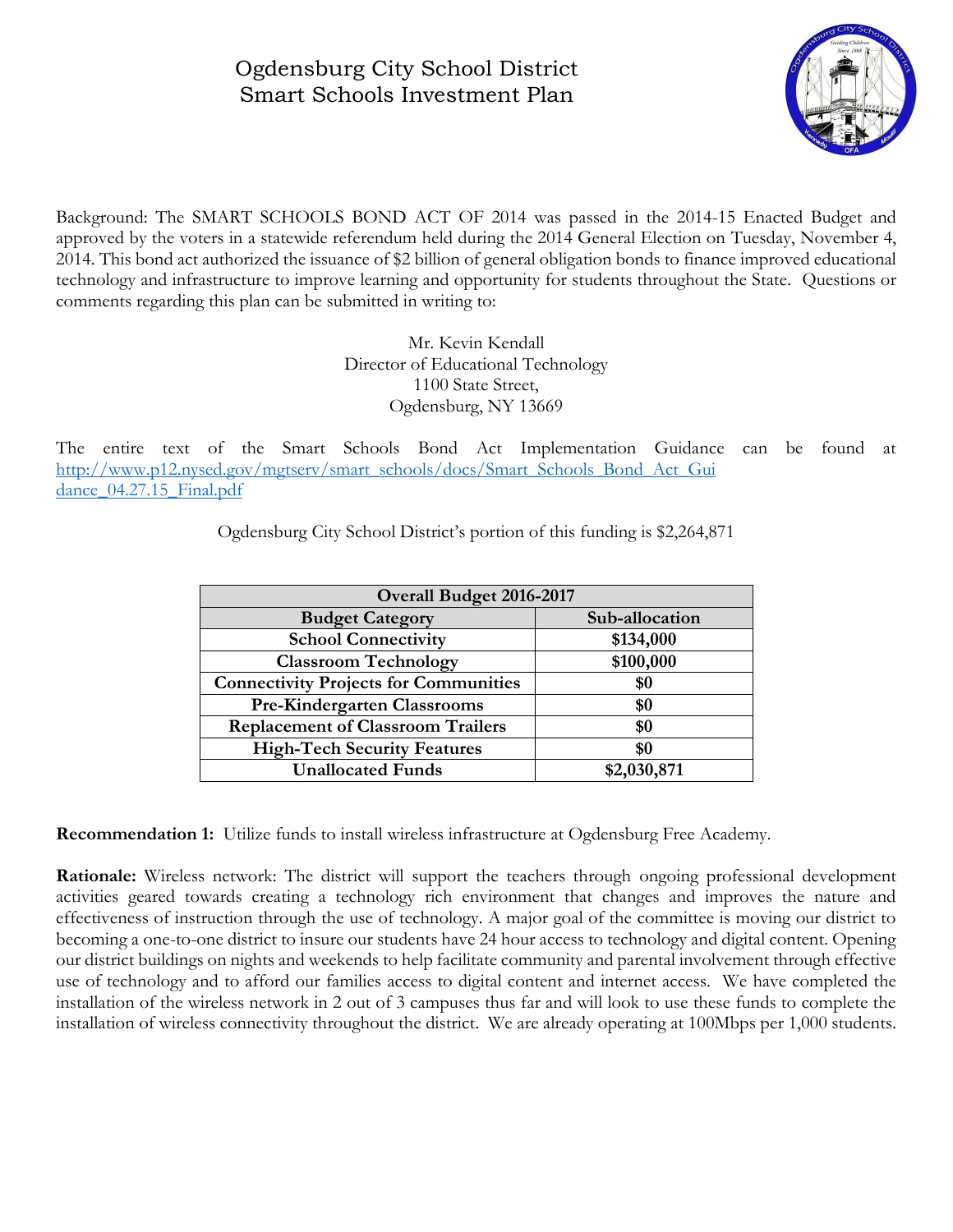# Ogdensburg City School District
# Smart Schools Investment Plan

Background: The SMART SCHOOLS BOND ACT OF 2014 was passed in the 2014-15 Enacted Budget and approved by the voters in a statewide referendum held during the 2014 General Election on Tuesday, November 4, 2014. This bond act authorized the issuance of $2 billion of general obligation bonds to finance improved educational technology and infrastructure to improve learning and opportunity for students throughout the State. Questions or comments regarding this plan can be submitted in writing to:

Mr. Kevin Kendall
Director of Educational Technology
1100 State Street,
Ogdensburg, NY 13669

The entire text of the Smart Schools Bond Act Implementation Guidance can be found at http://www.p12.nysed.gov/mgtserv/smart_schools/docs/Smart_Schools_Bond_Act_Guidance_04.27.15_Final.pdf

Ogdensburg City School District's portion of this funding is $2,264,871

| Overall Budget 2016-2017 | |
|---|---|
| **Budget Category** | **Sub-allocation** |
| **School Connectivity** | **$134,000** |
| **Classroom Technology** | **$100,000** |
| **Connectivity Projects for Communities** | **$0** |
| **Pre-Kindergarten Classrooms** | **$0** |
| **Replacement of Classroom Trailers** | **$0** |
| **High-Tech Security Features** | **$0** |
| **Unallocated Funds** | **$2,030,871** |

**Recommendation 1:** Utilize funds to install wireless infrastructure at Ogdensburg Free Academy.

**Rationale:** Wireless network: The district will support the teachers through ongoing professional development activities geared towards creating a technology rich environment that changes and improves the nature and effectiveness of instruction through the use of technology. A major goal of the committee is moving our district to becoming a one-to-one district to insure our students have 24 hour access to technology and digital content. Opening our district buildings on nights and weekends to help facilitate community and parental involvement through effective use of technology and to afford our families access to digital content and internet access. We have completed the installation of the wireless network in 2 out of 3 campuses thus far and will look to use these funds to complete the installation of wireless connectivity throughout the district. We are already operating at 100Mbps per 1,000 students.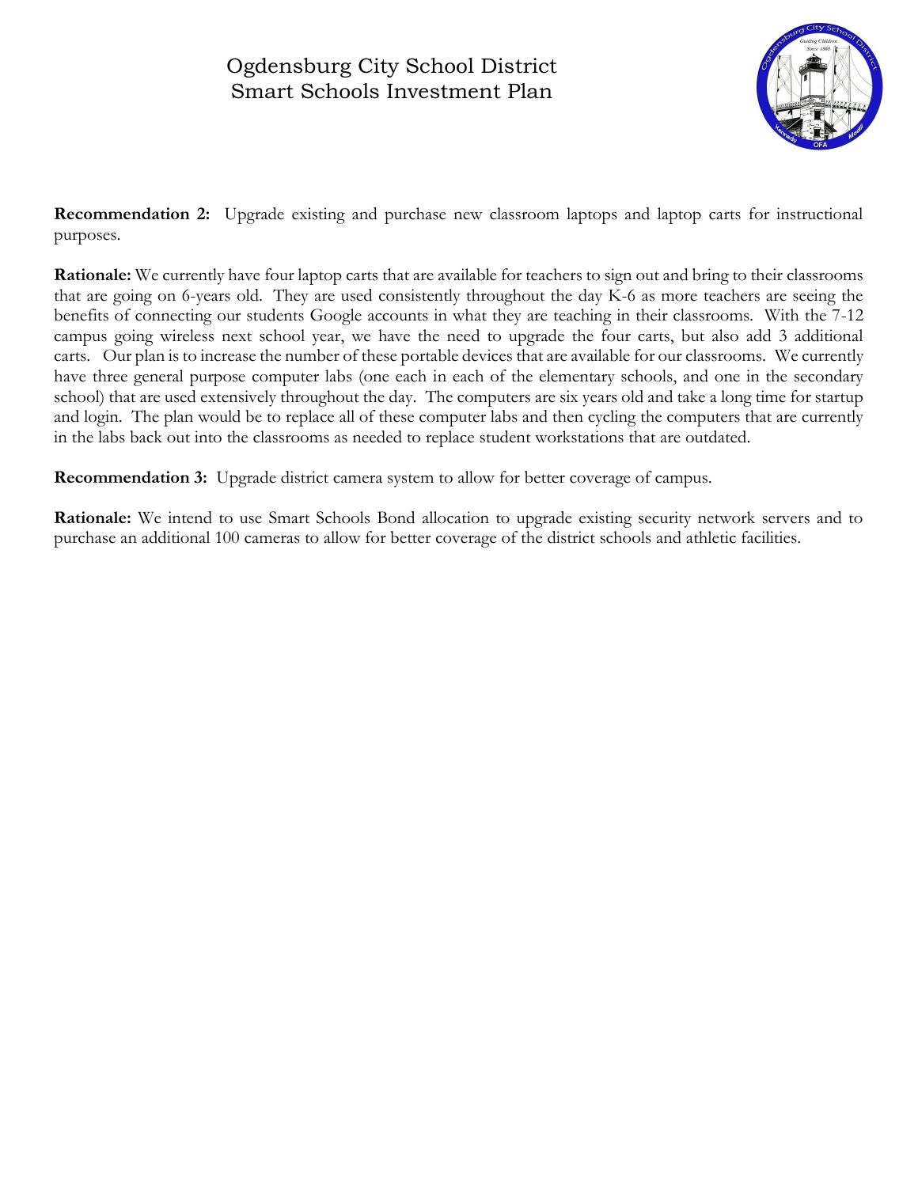# Ogdensburg City School District
## Smart Schools Investment Plan

**Recommendation 2:** Upgrade existing and purchase new classroom laptops and laptop carts for instructional purposes.

**Rationale:** We currently have four laptop carts that are available for teachers to sign out and bring to their classrooms that are going on 6-years old. They are used consistently throughout the day K-6 as more teachers are seeing the benefits of connecting our students Google accounts in what they are teaching in their classrooms. With the 7-12 campus going wireless next school year, we have the need to upgrade the four carts, but also add 3 additional carts. Our plan is to increase the number of these portable devices that are available for our classrooms. We currently have three general purpose computer labs (one each in each of the elementary schools, and one in the secondary school) that are used extensively throughout the day. The computers are six years old and take a long time for startup and login. The plan would be to replace all of these computer labs and then cycling the computers that are currently in the labs back out into the classrooms as needed to replace student workstations that are outdated.

**Recommendation 3:** Upgrade district camera system to allow for better coverage of campus.

**Rationale:** We intend to use Smart Schools Bond allocation to upgrade existing security network servers and to purchase an additional 100 cameras to allow for better coverage of the district schools and athletic facilities.